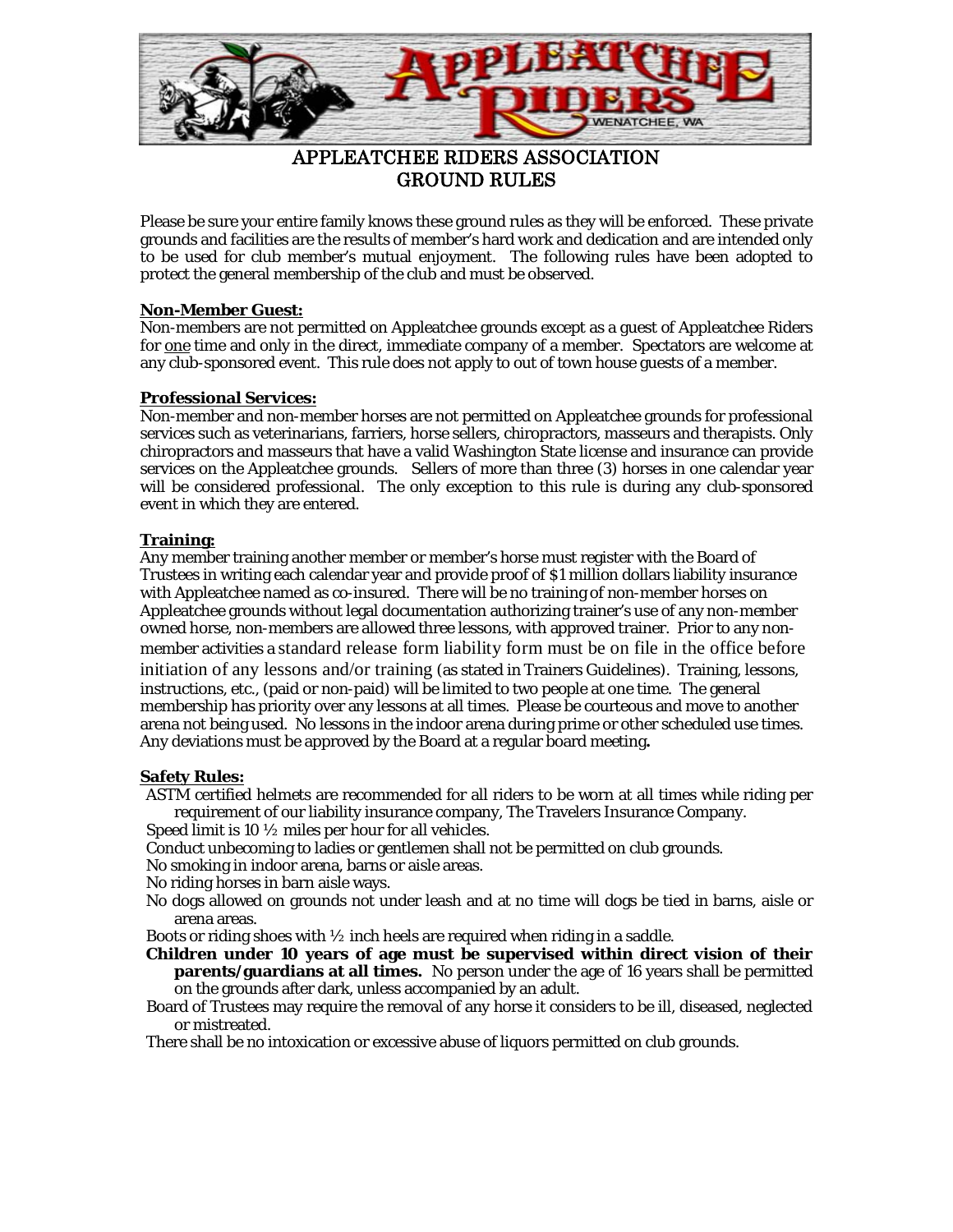# APPLEATCHEE RIDERS ASSOCIATION
# GROUND RULES

Please be sure your entire family knows these ground rules as they will be enforced. These private grounds and facilities are the results of member's hard work and dedication and are intended only to be used for club member's mutual enjoyment. The following rules have been adopted to protect the general membership of the club and must be observed.

**Non-Member Guest:**

Non-members are not permitted on Appleatchee grounds except as a guest of Appleatchee Riders for one time and only in the direct, immediate company of a member. Spectators are welcome at any club-sponsored event. This rule does not apply to out of town house guests of a member.

**Professional Services:**

Non-member and non-member horses are not permitted on Appleatchee grounds for professional services such as veterinarians, farriers, horse sellers, chiropractors, masseurs and therapists. Only chiropractors and masseurs that have a valid Washington State license and insurance can provide services on the Appleatchee grounds. Sellers of more than three (3) horses in one calendar year will be considered professional. The only exception to this rule is during any club-sponsored event in which they are entered.

**Training:**

Any member training another member or member's horse must register with the Board of Trustees in writing each calendar year and provide proof of $1 million dollars liability insurance with Appleatchee named as co-insured. There will be no training of non-member horses on Appleatchee grounds without legal documentation authorizing trainer's use of any non-member owned horse, non-members are allowed three lessons, with approved trainer. Prior to any non-member activities a standard release form liability form must be on file in the office before initiation of any lessons and/or training (as stated in Trainers Guidelines). Training, lessons, instructions, etc., (paid or non-paid) will be limited to two people at one time. The general membership has priority over any lessons at all times. Please be courteous and move to another arena not being used. No lessons in the indoor arena during prime or other scheduled use times. Any deviations must be approved by the Board at a regular board meeting.

**Safety Rules:**

- ASTM certified helmets are recommended for all riders to be worn at all times while riding per requirement of our liability insurance company, The Travelers Insurance Company.
- Speed limit is 10 ½ miles per hour for all vehicles.
- Conduct unbecoming to ladies or gentlemen shall not be permitted on club grounds.
- No smoking in indoor arena, barns or aisle areas.
- No riding horses in barn aisle ways.
- No dogs allowed on grounds not under leash and at no time will dogs be tied in barns, aisle or arena areas.
- Boots or riding shoes with ½ inch heels are required when riding in a saddle.
- **Children under 10 years of age must be supervised within direct vision of their parents/guardians at all times.** No person under the age of 16 years shall be permitted on the grounds after dark, unless accompanied by an adult.
- Board of Trustees may require the removal of any horse it considers to be ill, diseased, neglected or mistreated.
- There shall be no intoxication or excessive abuse of liquors permitted on club grounds.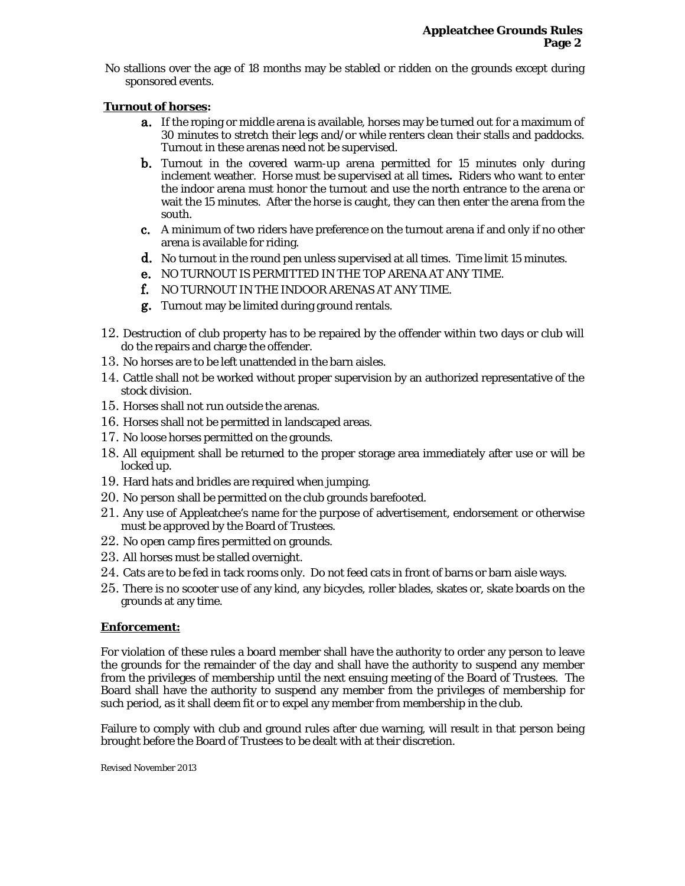No stallions over the age of 18 months may be stabled or ridden on the grounds except during sponsored events.

**Turnout of horses:**

- **a.** If the roping or middle arena is available, horses may be turned out for a maximum of 30 minutes to stretch their legs and/or while renters clean their stalls and paddocks. Turnout in these arenas need not be supervised.
- **b.** Turnout in the covered warm-up arena permitted for 15 minutes only during inclement weather. Horse must be supervised at all times**.** Riders who want to enter the indoor arena must honor the turnout and use the north entrance to the arena or wait the 15 minutes. After the horse is caught, they can then enter the arena from the south.
- **c.** A minimum of two riders have preference on the turnout arena if and only if no other arena is available for riding.
- **d.** No turnout in the round pen unless supervised at all times. Time limit 15 minutes.
- **e.** NO TURNOUT IS PERMITTED IN THE TOP ARENA AT ANY TIME.
- **f.** NO TURNOUT IN THE INDOOR ARENAS AT ANY TIME.
- **g.** Turnout may be limited during ground rentals.

12. Destruction of club property has to be repaired by the offender within two days or club will do the repairs and charge the offender.
13. No horses are to be left unattended in the barn aisles.
14. Cattle shall not be worked without proper supervision by an authorized representative of the stock division.
15. Horses shall not run outside the arenas.
16. Horses shall not be permitted in landscaped areas.
17. No loose horses permitted on the grounds.
18. All equipment shall be returned to the proper storage area immediately after use or will be locked up.
19. Hard hats and bridles are required when jumping.
20. No person shall be permitted on the club grounds barefooted.
21. Any use of Appleatchee's name for the purpose of advertisement, endorsement or otherwise must be approved by the Board of Trustees.
22. No open camp fires permitted on grounds.
23. All horses must be stalled overnight.
24. Cats are to be fed in tack rooms only. Do not feed cats in front of barns or barn aisle ways.
25. There is no scooter use of any kind, any bicycles, roller blades, skates or, skate boards on the grounds at any time.

**Enforcement:**

For violation of these rules a board member shall have the authority to order any person to leave the grounds for the remainder of the day and shall have the authority to suspend any member from the privileges of membership until the next ensuing meeting of the Board of Trustees. The Board shall have the authority to suspend any member from the privileges of membership for such period, as it shall deem fit or to expel any member from membership in the club.

Failure to comply with club and ground rules after due warning, will result in that person being brought before the Board of Trustees to be dealt with at their discretion.

*Revised November 2013*